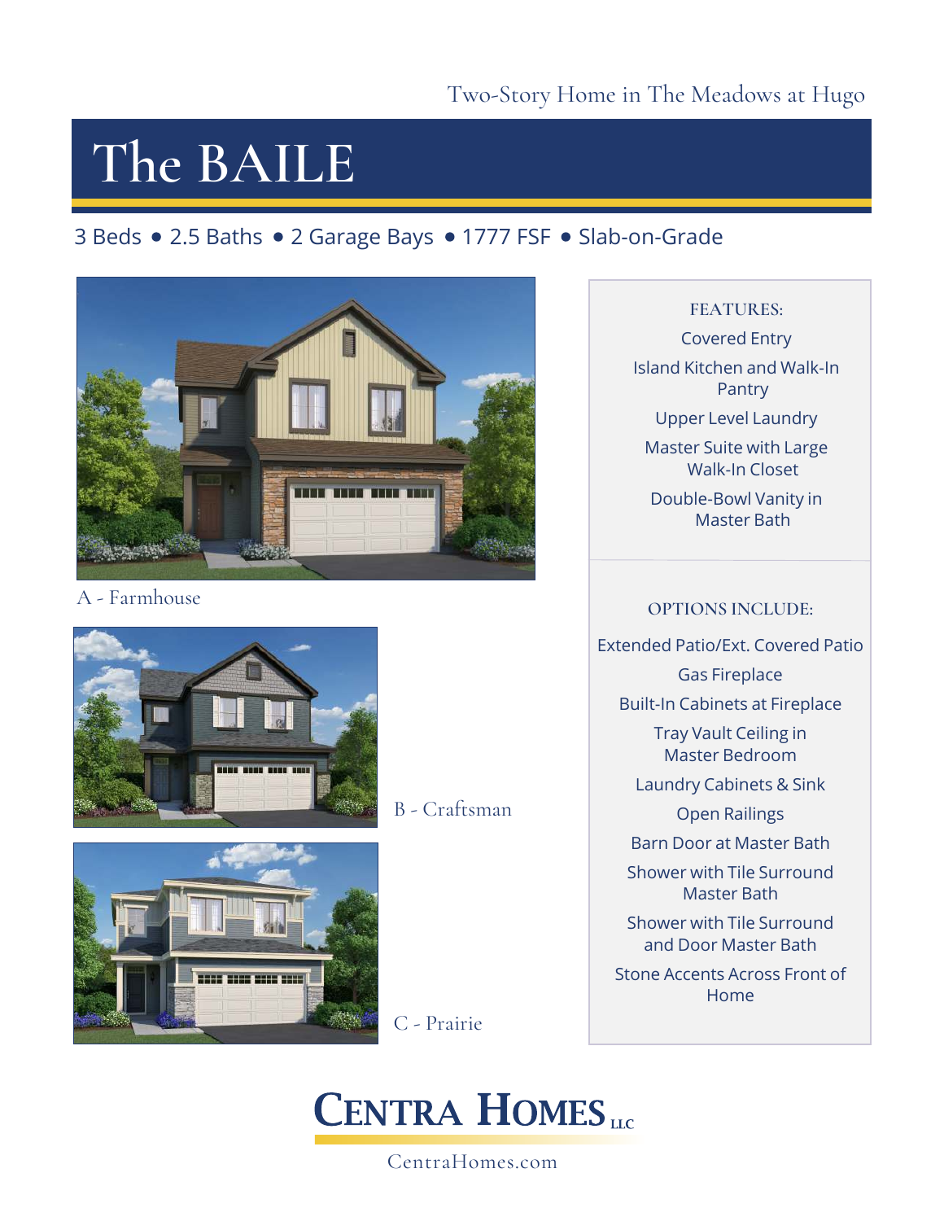Two-Story Home in The Meadows at Hugo

# The BAILE

3 Beds • 2.5 Baths • 2 Garage Bays • 1777 FSF • Slab-on-Grade

A - Farmhouse

B - Craftsman

C - Prairie

**FEATURES:**

- Covered Entry
- Island Kitchen and Walk-In Pantry
- Upper Level Laundry
- Master Suite with Large Walk-In Closet
- Double-Bowl Vanity in Master Bath

**OPTIONS INCLUDE:**

- Extended Patio/Ext. Covered Patio
- Gas Fireplace
- Built-In Cabinets at Fireplace
- Tray Vault Ceiling in Master Bedroom
- Laundry Cabinets & Sink
- Open Railings
- Barn Door at Master Bath
- Shower with Tile Surround Master Bath
- Shower with Tile Surround and Door Master Bath
- Stone Accents Across Front of Home

CENTRA HOMES LLC

CentraHomes.com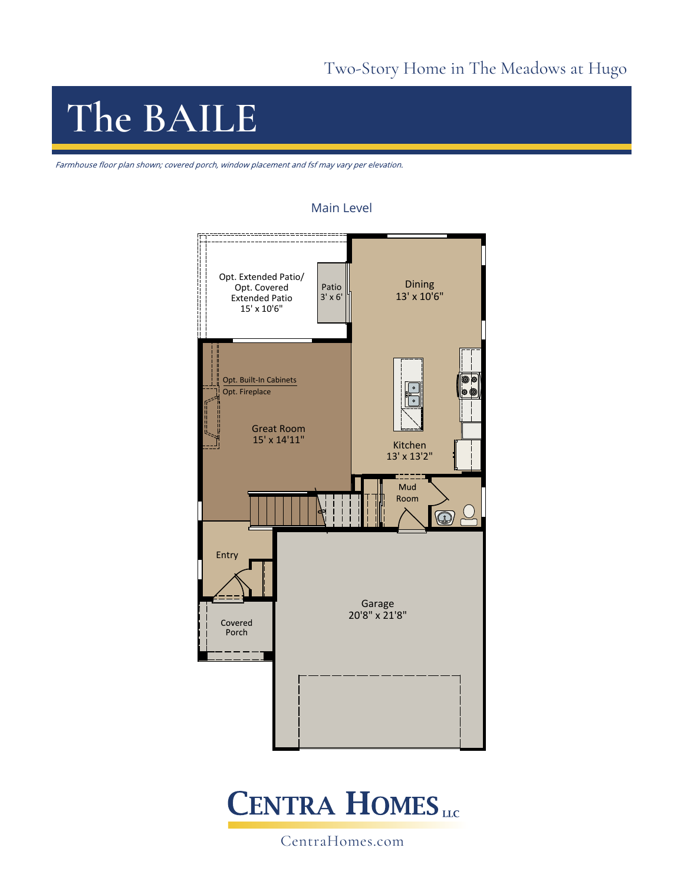Two-Story Home in The Meadows at Hugo

# The BAILE

*Farmhouse floor plan shown; covered porch, window placement and fsf may vary per elevation.*

## Main Level

Opt. Extended Patio/ Opt. Covered Extended Patio 15' x 10'6"

Patio 3' x 6'

Dining 13' x 10'6"

Opt. Built-In Cabinets

Opt. Fireplace

Great Room 15' x 14'11"

Kitchen 13' x 13'2"

Mud Room

Entry

Covered Porch

Garage 20'8" x 21'8"

**CENTRA HOMES LLC**

CentraHomes.com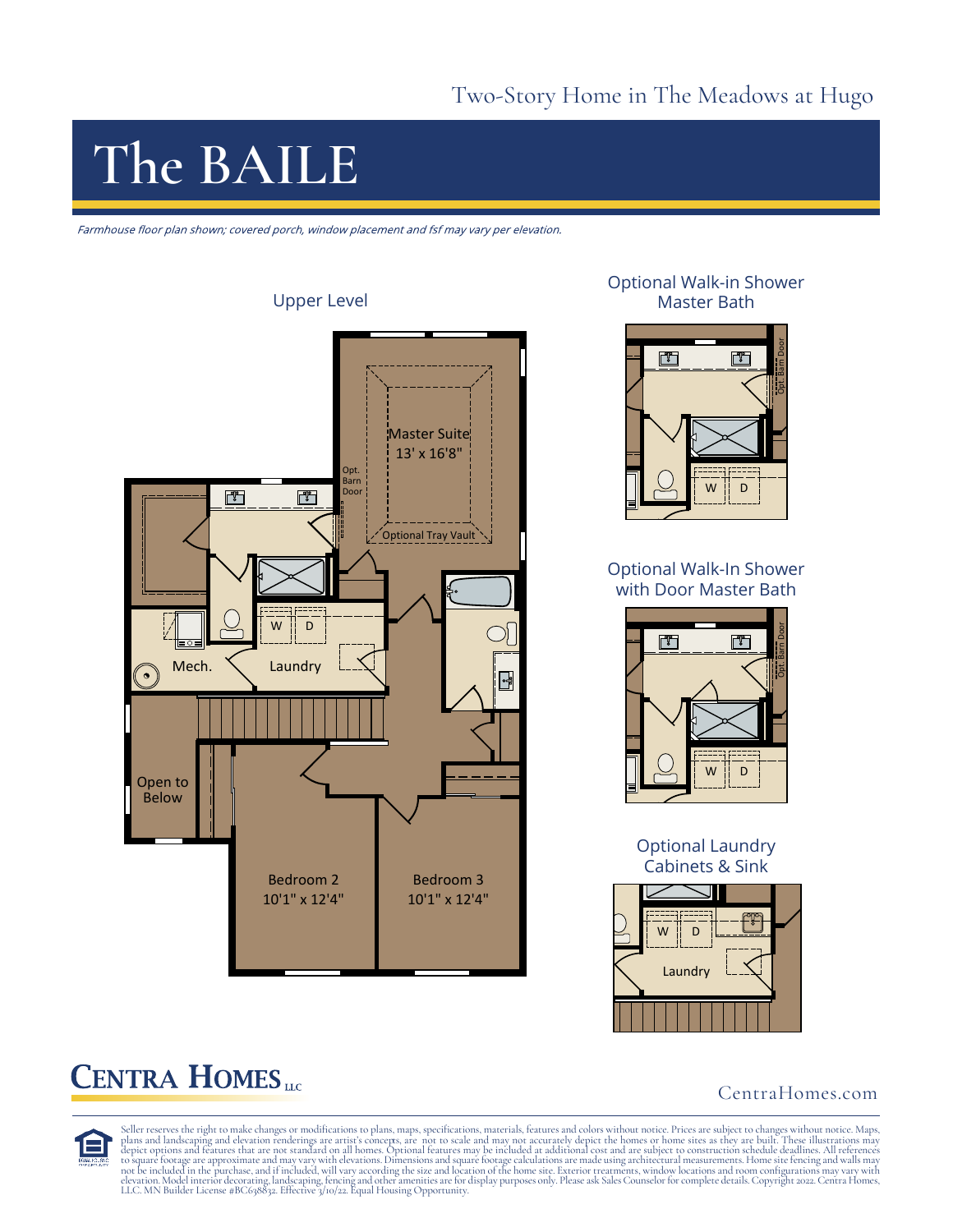Two-Story Home in The Meadows at Hugo

# The BAILE

*Farmhouse floor plan shown; covered porch, window placement and fsf may vary per elevation.*

## Upper Level

Master Suite
13' x 16'8"

Optional Tray Vault

Opt. Barn Door

W D

Mech.

Laundry

Open to Below

Bedroom 2
10'1" x 12'4"

Bedroom 3
10'1" x 12'4"

## Optional Walk-in Shower Master Bath

Opt. Barn Door

W D

## Optional Walk-In Shower with Door Master Bath

Opt. Barn Door

W D

## Optional Laundry Cabinets & Sink

W D

Laundry

**CENTRA HOMES LLC**

CentraHomes.com

Seller reserves the right to make changes or modifications to plans, maps, specifications, materials, features and colors without notice. Prices are subject to changes without notice. Maps, plans and landscaping and elevation renderings are artist's concepts, are not to scale and may not accurately depict the homes or home sites as they are built. These illustrations may depict options and features that are not standard on all homes. Optional features may be included at additional cost and are subject to construction schedule deadlines. All references to square footage are approximate and may vary with elevations. Dimensions and square footage calculations are made using architectural measurements. Home site fencing and walls may not be included in the purchase, and if included, will vary according the size and location of the home site. Exterior treatments, window locations and room configurations may vary with elevation. Model interior decorating, landscaping, fencing and other amenities are for display purposes only. Please ask Sales Counselor for complete details. Copyright 2022. Centra Homes, LLC. MN Builder License #BC638832. Effective 3/10/22. Equal Housing Opportunity.